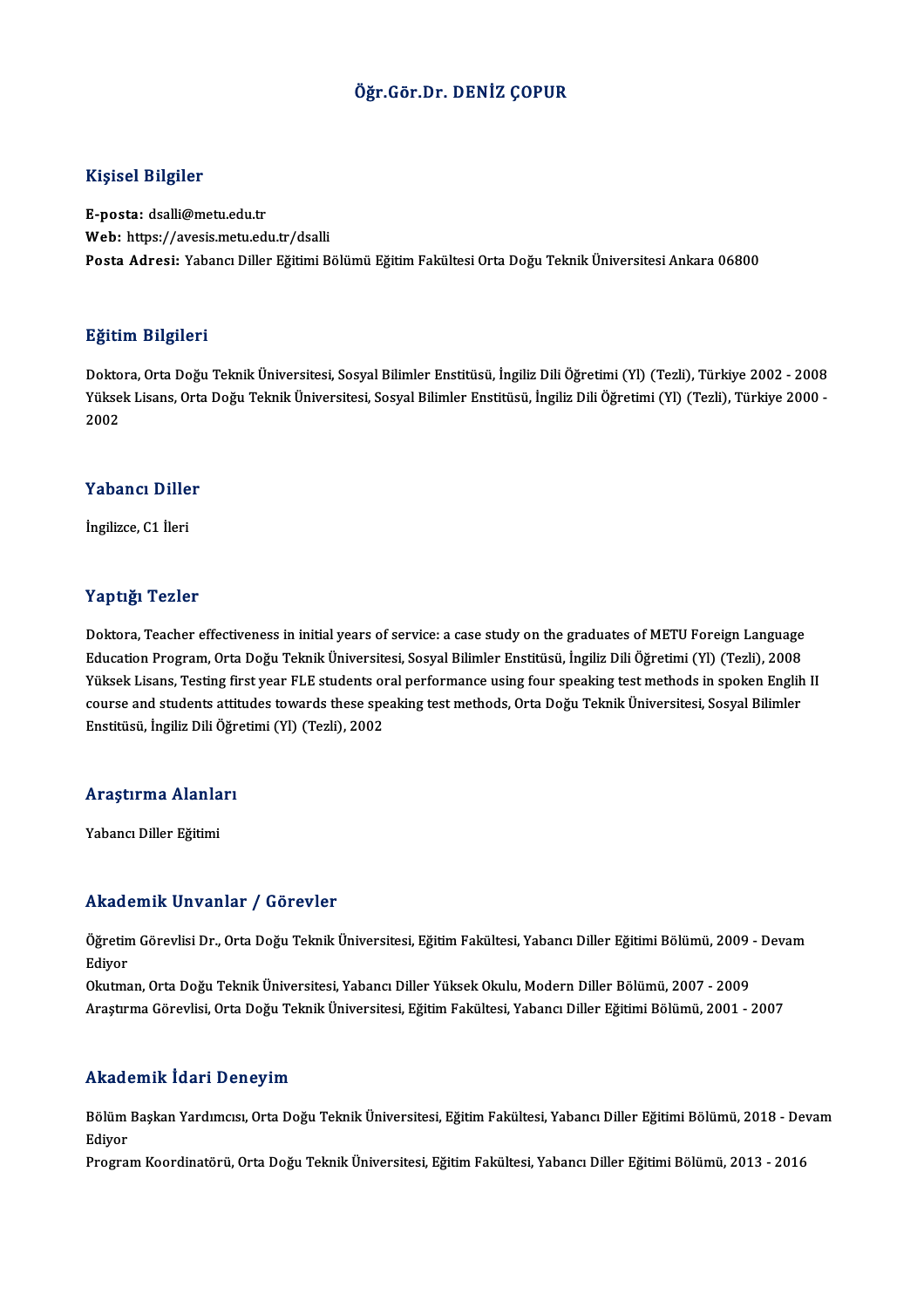# Öğr.Gör.Dr. DENİZ ÇOPUR

## Kişisel Bilgiler

**E-posta:** dsalli@metu.edu.tr
**Web:** https://avesis.metu.edu.tr/dsalli
**Posta Adresi:** Yabancı Diller Eğitimi Bölümü Eğitim Fakültesi Orta Doğu Teknik Üniversitesi Ankara 06800

## Eğitim Bilgileri

Doktora, Orta Doğu Teknik Üniversitesi, Sosyal Bilimler Enstitüsü, İngiliz Dili Öğretimi (Yl) (Tezli), Türkiye 2002 - 2008
Yüksek Lisans, Orta Doğu Teknik Üniversitesi, Sosyal Bilimler Enstitüsü, İngiliz Dili Öğretimi (Yl) (Tezli), Türkiye 2000 - 2002

## Yabancı Diller

İngilizce, C1 İleri

## Yaptığı Tezler

Doktora, Teacher effectiveness in initial years of service: a case study on the graduates of METU Foreign Language Education Program, Orta Doğu Teknik Üniversitesi, Sosyal Bilimler Enstitüsü, İngiliz Dili Öğretimi (Yl) (Tezli), 2008
Yüksek Lisans, Testing first year FLE students oral performance using four speaking test methods in spoken Englih II course and students attitudes towards these speaking test methods, Orta Doğu Teknik Üniversitesi, Sosyal Bilimler Enstitüsü, İngiliz Dili Öğretimi (Yl) (Tezli), 2002

## Araştırma Alanları

Yabancı Diller Eğitimi

## Akademik Unvanlar / Görevler

Öğretim Görevlisi Dr., Orta Doğu Teknik Üniversitesi, Eğitim Fakültesi, Yabancı Diller Eğitimi Bölümü, 2009 - Devam Ediyor
Okutman, Orta Doğu Teknik Üniversitesi, Yabancı Diller Yüksek Okulu, Modern Diller Bölümü, 2007 - 2009
Araştırma Görevlisi, Orta Doğu Teknik Üniversitesi, Eğitim Fakültesi, Yabancı Diller Eğitimi Bölümü, 2001 - 2007

## Akademik İdari Deneyim

Bölüm Başkan Yardımcısı, Orta Doğu Teknik Üniversitesi, Eğitim Fakültesi, Yabancı Diller Eğitimi Bölümü, 2018 - Devam Ediyor
Program Koordinatörü, Orta Doğu Teknik Üniversitesi, Eğitim Fakültesi, Yabancı Diller Eğitimi Bölümü, 2013 - 2016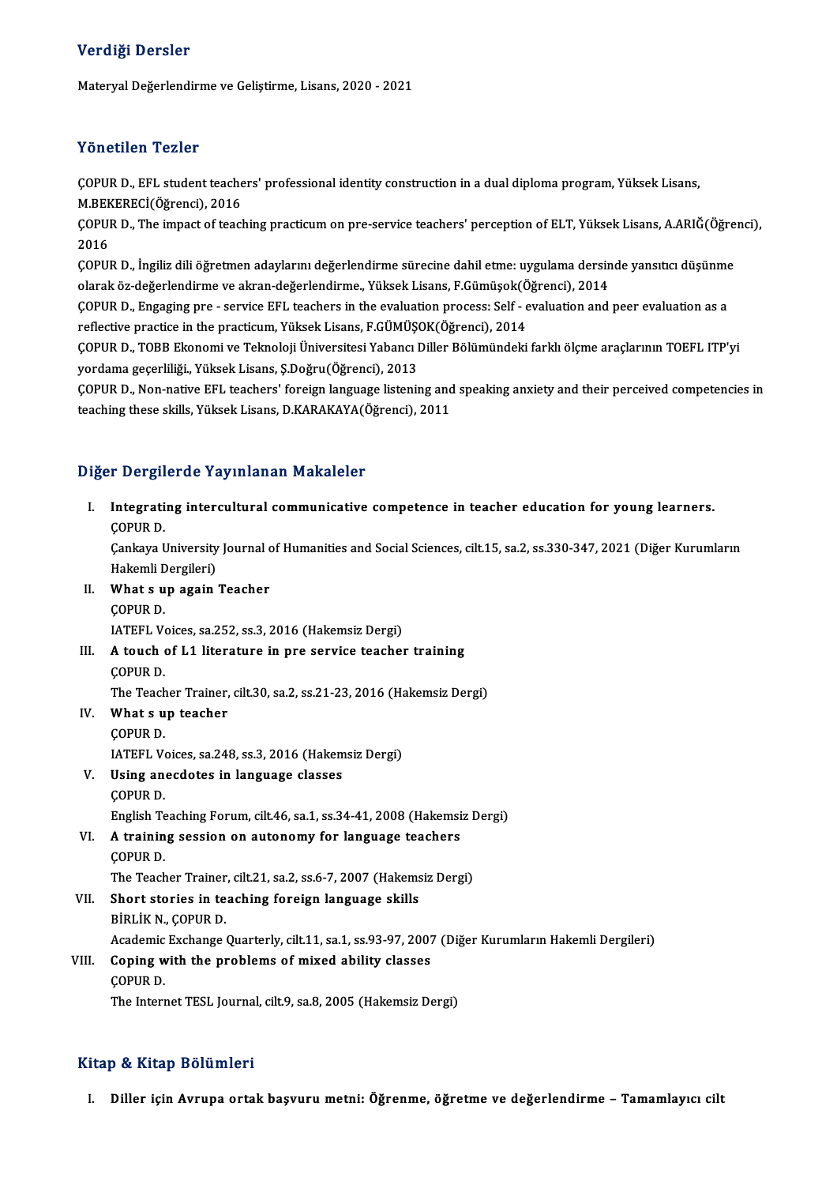## Verdiği Dersler

Materyal Değerlendirme ve Geliştirme, Lisans, 2020 - 2021

## Yönetilen Tezler

ÇOPUR D., EFL student teachers' professional identity construction in a dual diploma program, Yüksek Lisans, M.BEKERECİ(Öğrenci), 2016

ÇOPUR D., The impact of teaching practicum on pre-service teachers' perception of ELT, Yüksek Lisans, A.ARIĞ(Öğrenci), 2016

ÇOPUR D., İngiliz dili öğretmen adaylarını değerlendirme sürecine dahil etme: uygulama dersinde yansıtıcı düşünme olarak öz-değerlendirme ve akran-değerlendirme., Yüksek Lisans, F.Gümüşok(Öğrenci), 2014

ÇOPUR D., Engaging pre - service EFL teachers in the evaluation process: Self - evaluation and peer evaluation as a reflective practice in the practicum, Yüksek Lisans, F.GÜMÜŞOK(Öğrenci), 2014

ÇOPUR D., TOBB Ekonomi ve Teknoloji Üniversitesi Yabancı Diller Bölümündeki farklı ölçme araçlarının TOEFL ITP'yi yordama geçerliliği., Yüksek Lisans, Ş.Doğru(Öğrenci), 2013

ÇOPUR D., Non-native EFL teachers' foreign language listening and speaking anxiety and their perceived competencies in teaching these skills, Yüksek Lisans, D.KARAKAYA(Öğrenci), 2011

## Diğer Dergilerde Yayınlanan Makaleler

I. **Integrating intercultural communicative competence in teacher education for young learners.**
ÇOPUR D.
Çankaya University Journal of Humanities and Social Sciences, cilt.15, sa.2, ss.330-347, 2021 (Diğer Kurumların Hakemli Dergileri)

II. **What s up again Teacher**
ÇOPUR D.
IATEFL Voices, sa.252, ss.3, 2016 (Hakemsiz Dergi)

III. **A touch of L1 literature in pre service teacher training**
ÇOPUR D.
The Teacher Trainer, cilt.30, sa.2, ss.21-23, 2016 (Hakemsiz Dergi)

IV. **What s up teacher**
ÇOPUR D.
IATEFL Voices, sa.248, ss.3, 2016 (Hakemsiz Dergi)

V. **Using anecdotes in language classes**
ÇOPUR D.
English Teaching Forum, cilt.46, sa.1, ss.34-41, 2008 (Hakemsiz Dergi)

VI. **A training session on autonomy for language teachers**
ÇOPUR D.
The Teacher Trainer, cilt.21, sa.2, ss.6-7, 2007 (Hakemsiz Dergi)

VII. **Short stories in teaching foreign language skills**
BİRLİK N., ÇOPUR D.
Academic Exchange Quarterly, cilt.11, sa.1, ss.93-97, 2007 (Diğer Kurumların Hakemli Dergileri)

VIII. **Coping with the problems of mixed ability classes**
ÇOPUR D.
The Internet TESL Journal, cilt.9, sa.8, 2005 (Hakemsiz Dergi)

## Kitap & Kitap Bölümleri

I. **Diller için Avrupa ortak başvuru metni: Öğrenme, öğretme ve değerlendirme – Tamamlayıcı cilt**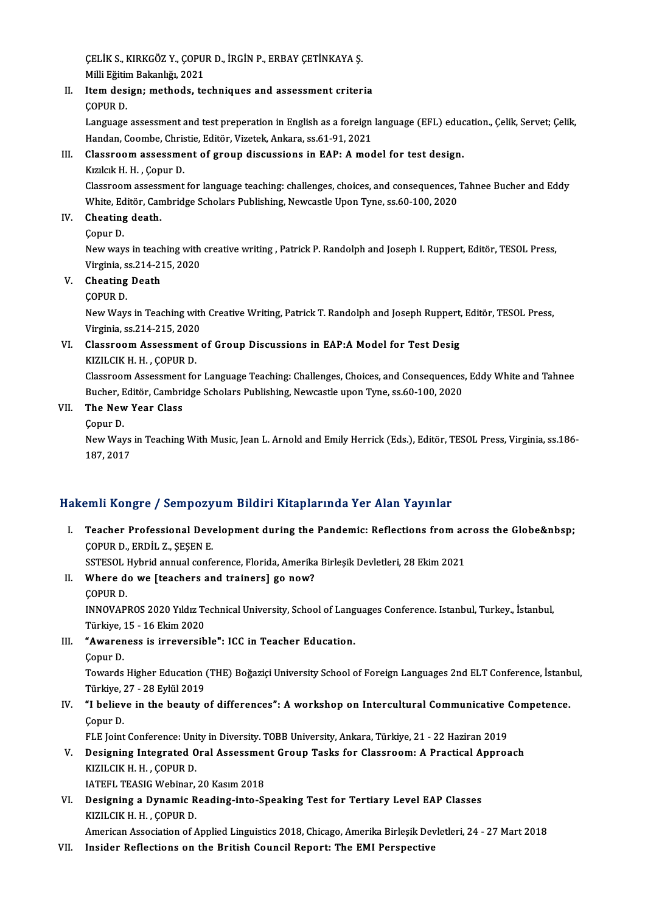ÇELİK S., KIRKGÖZ Y., ÇOPUR D., İRGİN P., ERBAY ÇETİNKAYA Ş.
Milli Eğitim Bakanlığı, 2021

II. **Item design; methods, techniques and assessment criteria**
ÇOPUR D.
Language assessment and test preperation in English as a foreign language (EFL) education., Çelik, Servet; Çelik, Handan, Coombe, Christie, Editör, Vizetek, Ankara, ss.61-91, 2021

III. **Classroom assessment of group discussions in EAP: A model for test design.**
Kızılcık H. H. , Çopur D.
Classroom assessment for language teaching: challenges, choices, and consequences, Tahnee Bucher and Eddy White, Editör, Cambridge Scholars Publishing, Newcastle Upon Tyne, ss.60-100, 2020

IV. **Cheating death.**
Çopur D.
New ways in teaching with creative writing , Patrick P. Randolph and Joseph I. Ruppert, Editör, TESOL Press, Virginia, ss.214-215, 2020

V. **Cheating Death**
ÇOPUR D.
New Ways in Teaching with Creative Writing, Patrick T. Randolph and Joseph Ruppert, Editör, TESOL Press, Virginia, ss.214-215, 2020

VI. **Classroom Assessment of Group Discussions in EAP:A Model for Test Desig**
KIZILCIK H. H. , ÇOPUR D.
Classroom Assessment for Language Teaching: Challenges, Choices, and Consequences, Eddy White and Tahnee Bucher, Editör, Cambridge Scholars Publishing, Newcastle upon Tyne, ss.60-100, 2020

VII. **The New Year Class**
Çopur D.
New Ways in Teaching With Music, Jean L. Arnold and Emily Herrick (Eds.), Editör, TESOL Press, Virginia, ss.186-187, 2017

## Hakemli Kongre / Sempozyum Bildiri Kitaplarında Yer Alan Yayınlar

I. **Teacher Professional Development during the Pandemic: Reflections from across the Globe&nbsp;**
ÇOPUR D., ERDİL Z., ŞEŞEN E.
SSTESOL Hybrid annual conference, Florida, Amerika Birleşik Devletleri, 28 Ekim 2021

II. **Where do we [teachers and trainers] go now?**
ÇOPUR D.
INNOVAPROS 2020 Yıldız Technical University, School of Languages Conference. Istanbul, Turkey., İstanbul, Türkiye, 15 - 16 Ekim 2020

III. **"Awareness is irreversible": ICC in Teacher Education.**
Çopur D.
Towards Higher Education (THE) Boğaziçi University School of Foreign Languages 2nd ELT Conference, İstanbul, Türkiye, 27 - 28 Eylül 2019

IV. **"I believe in the beauty of differences": A workshop on Intercultural Communicative Competence.**
Çopur D.
FLE Joint Conference: Unity in Diversity. TOBB University, Ankara, Türkiye, 21 - 22 Haziran 2019

V. **Designing Integrated Oral Assessment Group Tasks for Classroom: A Practical Approach**
KIZILCIK H. H. , ÇOPUR D.
IATEFL TEASIG Webinar, 20 Kasım 2018

VI. **Designing a Dynamic Reading-into-Speaking Test for Tertiary Level EAP Classes**
KIZILCIK H. H. , ÇOPUR D.
American Association of Applied Linguistics 2018, Chicago, Amerika Birleşik Devletleri, 24 - 27 Mart 2018

VII. **Insider Reflections on the British Council Report: The EMI Perspective**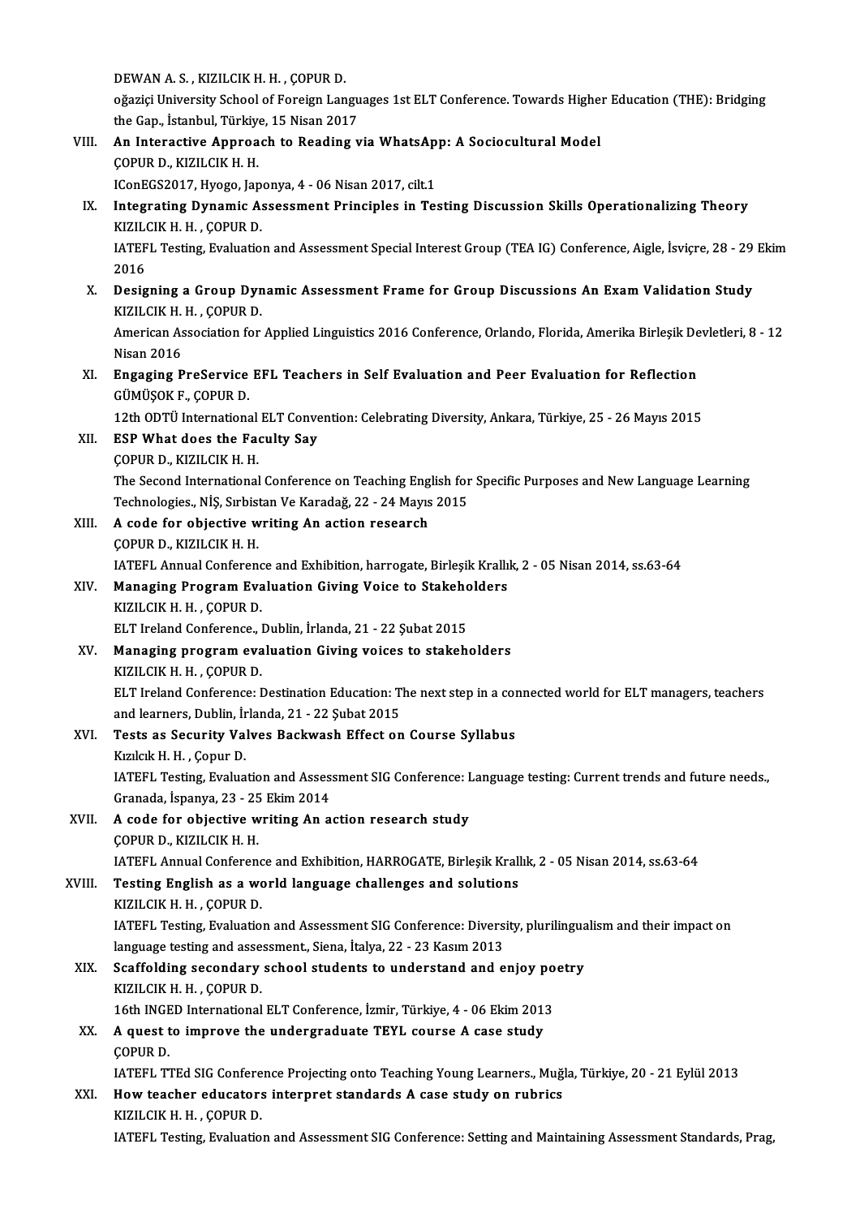DEWAN A. S. , KIZILCIK H. H. , ÇOPUR D.
oğaziçi University School of Foreign Languages 1st ELT Conference. Towards Higher Education (THE): Bridging the Gap., İstanbul, Türkiye, 15 Nisan 2017

VIII. **An Interactive Approach to Reading via WhatsApp: A Sociocultural Model**
ÇOPUR D., KIZILCIK H. H.
IConEGS2017, Hyogo, Japonya, 4 - 06 Nisan 2017, cilt.1

IX. **Integrating Dynamic Assessment Principles in Testing Discussion Skills Operationalizing Theory**
KIZILCIK H. H. , ÇOPUR D.
IATEFL Testing, Evaluation and Assessment Special Interest Group (TEA IG) Conference, Aigle, İsviçre, 28 - 29 Ekim 2016

X. **Designing a Group Dynamic Assessment Frame for Group Discussions An Exam Validation Study**
KIZILCIK H. H. , ÇOPUR D.
American Association for Applied Linguistics 2016 Conference, Orlando, Florida, Amerika Birleşik Devletleri, 8 - 12 Nisan 2016

XI. **Engaging PreService EFL Teachers in Self Evaluation and Peer Evaluation for Reflection**
GÜMÜŞOK F., ÇOPUR D.
12th ODTÜ International ELT Convention: Celebrating Diversity, Ankara, Türkiye, 25 - 26 Mayıs 2015

XII. **ESP What does the Faculty Say**
ÇOPUR D., KIZILCIK H. H.
The Second International Conference on Teaching English for Specific Purposes and New Language Learning Technologies., NİŞ, Sırbistan Ve Karadağ, 22 - 24 Mayıs 2015

XIII. **A code for objective writing An action research**
ÇOPUR D., KIZILCIK H. H.
IATEFL Annual Conference and Exhibition, harrogate, Birleşik Krallık, 2 - 05 Nisan 2014, ss.63-64

XIV. **Managing Program Evaluation Giving Voice to Stakeholders**
KIZILCIK H. H. , ÇOPUR D.
ELT Ireland Conference., Dublin, İrlanda, 21 - 22 Şubat 2015

XV. **Managing program evaluation Giving voices to stakeholders**
KIZILCIK H. H. , ÇOPUR D.
ELT Ireland Conference: Destination Education: The next step in a connected world for ELT managers, teachers and learners, Dublin, İrlanda, 21 - 22 Şubat 2015

XVI. **Tests as Security Valves Backwash Effect on Course Syllabus**
Kızılcık H. H. , Çopur D.
IATEFL Testing, Evaluation and Assessment SIG Conference: Language testing: Current trends and future needs., Granada, İspanya, 23 - 25 Ekim 2014

XVII. **A code for objective writing An action research study**
ÇOPUR D., KIZILCIK H. H.
IATEFL Annual Conference and Exhibition, HARROGATE, Birleşik Krallık, 2 - 05 Nisan 2014, ss.63-64

XVIII. **Testing English as a world language challenges and solutions**
KIZILCIK H. H. , ÇOPUR D.
IATEFL Testing, Evaluation and Assessment SIG Conference: Diversity, plurilingualism and their impact on language testing and assessment., Siena, İtalya, 22 - 23 Kasım 2013

XIX. **Scaffolding secondary school students to understand and enjoy poetry**
KIZILCIK H. H. , ÇOPUR D.
16th INGED International ELT Conference, İzmir, Türkiye, 4 - 06 Ekim 2013

XX. **A quest to improve the undergraduate TEYL course A case study**
ÇOPUR D.
IATEFL TTEd SIG Conference Projecting onto Teaching Young Learners., Muğla, Türkiye, 20 - 21 Eylül 2013

XXI. **How teacher educators interpret standards A case study on rubrics**
KIZILCIK H. H. , ÇOPUR D.
IATEFL Testing, Evaluation and Assessment SIG Conference: Setting and Maintaining Assessment Standards, Prag,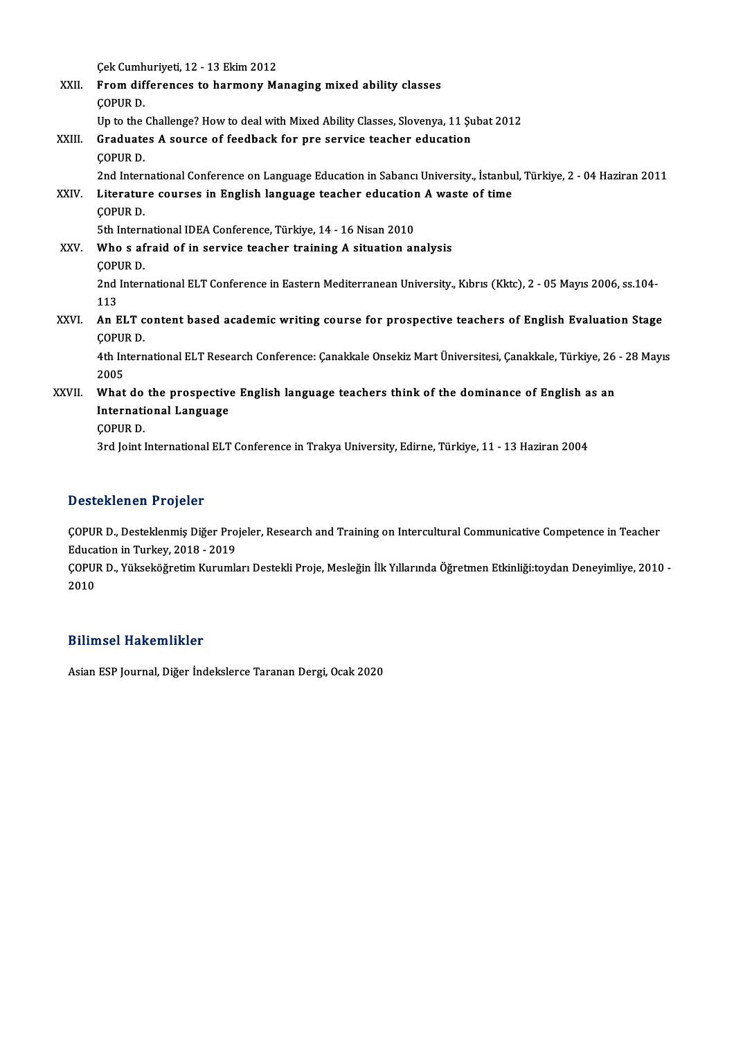Çek Cumhuriyeti, 12 - 13 Ekim 2012

XXII. **From differences to harmony Managing mixed ability classes**
ÇOPUR D.
Up to the Challenge? How to deal with Mixed Ability Classes, Slovenya, 11 Şubat 2012

XXIII. **Graduates A source of feedback for pre service teacher education**
ÇOPUR D.
2nd International Conference on Language Education in Sabancı University., İstanbul, Türkiye, 2 - 04 Haziran 2011

XXIV. **Literature courses in English language teacher education A waste of time**
ÇOPUR D.
5th International IDEA Conference, Türkiye, 14 - 16 Nisan 2010

XXV. **Who s afraid of in service teacher training A situation analysis**
ÇOPUR D.
2nd International ELT Conference in Eastern Mediterranean University., Kıbrıs (Kktc), 2 - 05 Mayıs 2006, ss.104-113

XXVI. **An ELT content based academic writing course for prospective teachers of English Evaluation Stage**
ÇOPUR D.
4th International ELT Research Conference: Çanakkale Onsekiz Mart Üniversitesi, Çanakkale, Türkiye, 26 - 28 Mayıs 2005

XXVII. **What do the prospective English language teachers think of the dominance of English as an International Language**
ÇOPUR D.
3rd Joint International ELT Conference in Trakya University, Edirne, Türkiye, 11 - 13 Haziran 2004

## Desteklenen Projeler

ÇOPUR D., Desteklenmiş Diğer Projeler, Research and Training on Intercultural Communicative Competence in Teacher Education in Turkey, 2018 - 2019

ÇOPUR D., Yükseköğretim Kurumları Destekli Proje, Mesleğin İlk Yıllarında Öğretmen Etkinliği:toydan Deneyimliye, 2010 - 2010

## Bilimsel Hakemlikler

Asian ESP Journal, Diğer İndekslerce Taranan Dergi, Ocak 2020